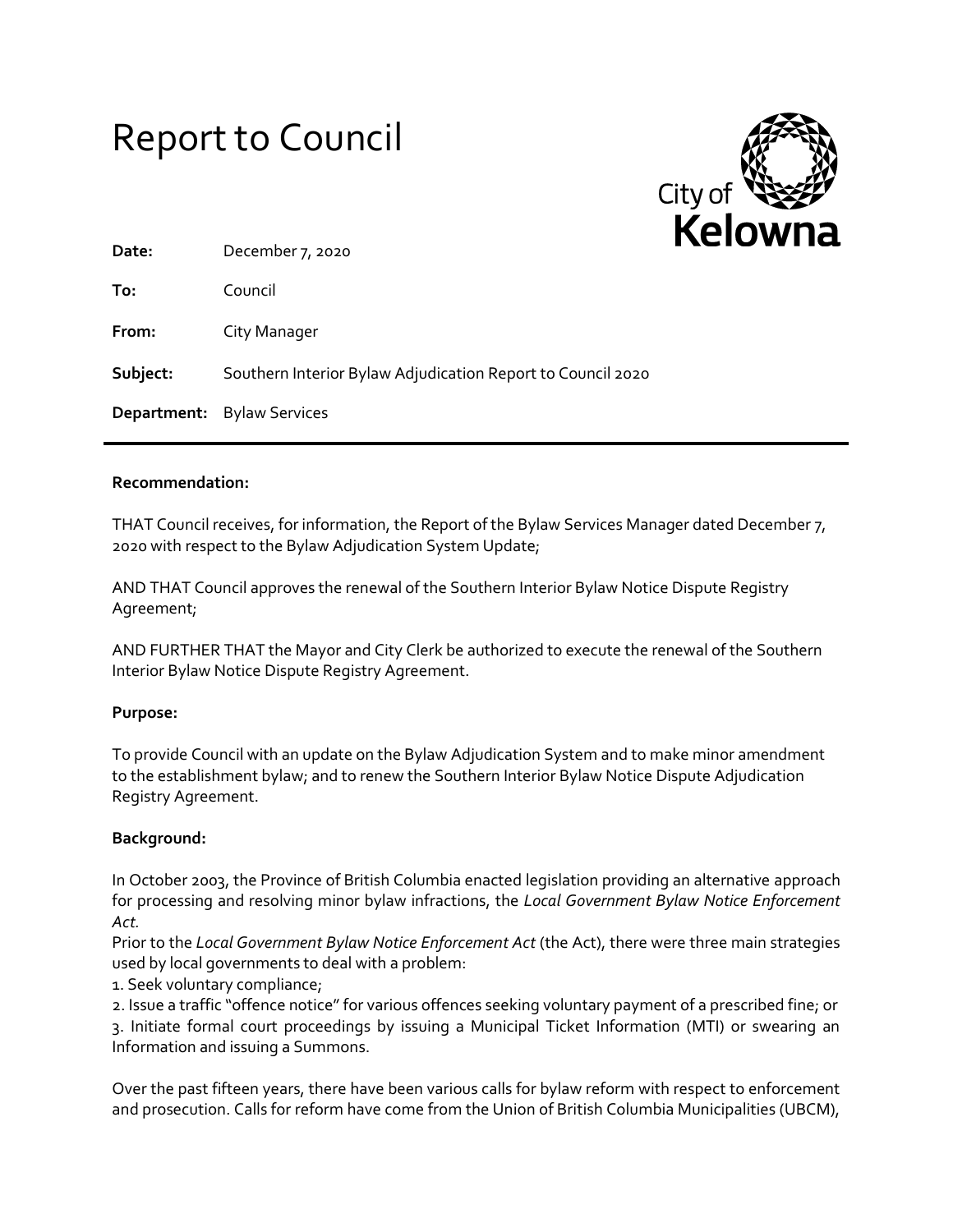# Report to Council

City of Kelowna

**Date:** December 7, 2020

**To:** Council

**From:** City Manager

**Subject:** Southern Interior Bylaw Adjudication Report to Council 2020

**Department:** Bylaw Services

---

**Recommendation:**

THAT Council receives, for information, the Report of the Bylaw Services Manager dated December 7, 2020 with respect to the Bylaw Adjudication System Update;

AND THAT Council approves the renewal of the Southern Interior Bylaw Notice Dispute Registry Agreement;

AND FURTHER THAT the Mayor and City Clerk be authorized to execute the renewal of the Southern Interior Bylaw Notice Dispute Registry Agreement.

**Purpose:**

To provide Council with an update on the Bylaw Adjudication System and to make minor amendment to the establishment bylaw; and to renew the Southern Interior Bylaw Notice Dispute Adjudication Registry Agreement.

**Background:**

In October 2003, the Province of British Columbia enacted legislation providing an alternative approach for processing and resolving minor bylaw infractions, the *Local Government Bylaw Notice Enforcement Act.*

Prior to the *Local Government Bylaw Notice Enforcement Act* (the Act), there were three main strategies used by local governments to deal with a problem:

1. Seek voluntary compliance;
2. Issue a traffic "offence notice" for various offences seeking voluntary payment of a prescribed fine; or
3. Initiate formal court proceedings by issuing a Municipal Ticket Information (MTI) or swearing an Information and issuing a Summons.

Over the past fifteen years, there have been various calls for bylaw reform with respect to enforcement and prosecution. Calls for reform have come from the Union of British Columbia Municipalities (UBCM),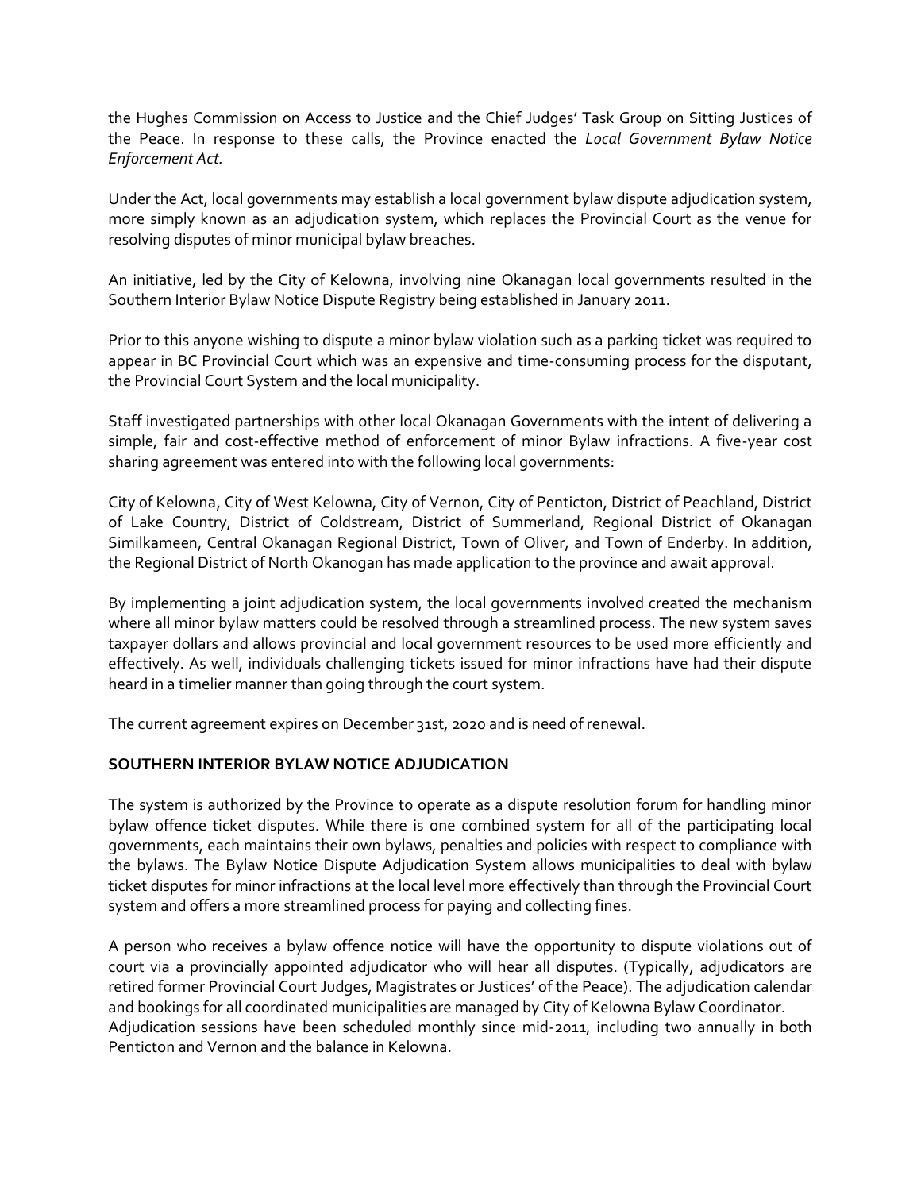the Hughes Commission on Access to Justice and the Chief Judges' Task Group on Sitting Justices of the Peace. In response to these calls, the Province enacted the *Local Government Bylaw Notice Enforcement Act.*

Under the Act, local governments may establish a local government bylaw dispute adjudication system, more simply known as an adjudication system, which replaces the Provincial Court as the venue for resolving disputes of minor municipal bylaw breaches.

An initiative, led by the City of Kelowna, involving nine Okanagan local governments resulted in the Southern Interior Bylaw Notice Dispute Registry being established in January 2011.

Prior to this anyone wishing to dispute a minor bylaw violation such as a parking ticket was required to appear in BC Provincial Court which was an expensive and time-consuming process for the disputant, the Provincial Court System and the local municipality.

Staff investigated partnerships with other local Okanagan Governments with the intent of delivering a simple, fair and cost-effective method of enforcement of minor Bylaw infractions. A five-year cost sharing agreement was entered into with the following local governments:

City of Kelowna, City of West Kelowna, City of Vernon, City of Penticton, District of Peachland, District of Lake Country, District of Coldstream, District of Summerland, Regional District of Okanagan Similkameen, Central Okanagan Regional District, Town of Oliver, and Town of Enderby. In addition, the Regional District of North Okanogan has made application to the province and await approval.

By implementing a joint adjudication system, the local governments involved created the mechanism where all minor bylaw matters could be resolved through a streamlined process. The new system saves taxpayer dollars and allows provincial and local government resources to be used more efficiently and effectively. As well, individuals challenging tickets issued for minor infractions have had their dispute heard in a timelier manner than going through the court system.

The current agreement expires on December 31st, 2020 and is need of renewal.

**SOUTHERN INTERIOR BYLAW NOTICE ADJUDICATION**

The system is authorized by the Province to operate as a dispute resolution forum for handling minor bylaw offence ticket disputes. While there is one combined system for all of the participating local governments, each maintains their own bylaws, penalties and policies with respect to compliance with the bylaws. The Bylaw Notice Dispute Adjudication System allows municipalities to deal with bylaw ticket disputes for minor infractions at the local level more effectively than through the Provincial Court system and offers a more streamlined process for paying and collecting fines.

A person who receives a bylaw offence notice will have the opportunity to dispute violations out of court via a provincially appointed adjudicator who will hear all disputes. (Typically, adjudicators are retired former Provincial Court Judges, Magistrates or Justices' of the Peace). The adjudication calendar and bookings for all coordinated municipalities are managed by City of Kelowna Bylaw Coordinator. Adjudication sessions have been scheduled monthly since mid-2011, including two annually in both Penticton and Vernon and the balance in Kelowna.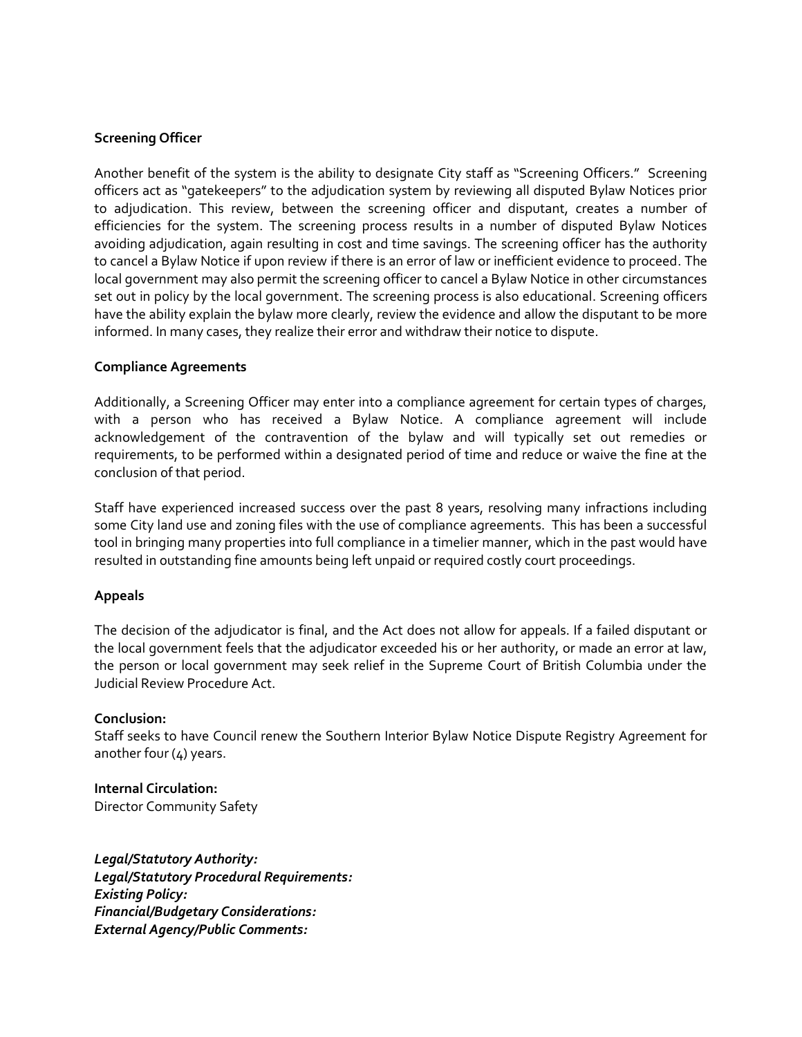**Screening Officer**

Another benefit of the system is the ability to designate City staff as "Screening Officers." Screening officers act as "gatekeepers" to the adjudication system by reviewing all disputed Bylaw Notices prior to adjudication. This review, between the screening officer and disputant, creates a number of efficiencies for the system. The screening process results in a number of disputed Bylaw Notices avoiding adjudication, again resulting in cost and time savings. The screening officer has the authority to cancel a Bylaw Notice if upon review if there is an error of law or inefficient evidence to proceed. The local government may also permit the screening officer to cancel a Bylaw Notice in other circumstances set out in policy by the local government. The screening process is also educational. Screening officers have the ability explain the bylaw more clearly, review the evidence and allow the disputant to be more informed. In many cases, they realize their error and withdraw their notice to dispute.

**Compliance Agreements**

Additionally, a Screening Officer may enter into a compliance agreement for certain types of charges, with a person who has received a Bylaw Notice. A compliance agreement will include acknowledgement of the contravention of the bylaw and will typically set out remedies or requirements, to be performed within a designated period of time and reduce or waive the fine at the conclusion of that period.

Staff have experienced increased success over the past 8 years, resolving many infractions including some City land use and zoning files with the use of compliance agreements. This has been a successful tool in bringing many properties into full compliance in a timelier manner, which in the past would have resulted in outstanding fine amounts being left unpaid or required costly court proceedings.

**Appeals**

The decision of the adjudicator is final, and the Act does not allow for appeals. If a failed disputant or the local government feels that the adjudicator exceeded his or her authority, or made an error at law, the person or local government may seek relief in the Supreme Court of British Columbia under the Judicial Review Procedure Act.

**Conclusion:**
Staff seeks to have Council renew the Southern Interior Bylaw Notice Dispute Registry Agreement for another four (4) years.

**Internal Circulation:**
Director Community Safety

***Legal/Statutory Authority:***
***Legal/Statutory Procedural Requirements:***
***Existing Policy:***
***Financial/Budgetary Considerations:***
***External Agency/Public Comments:***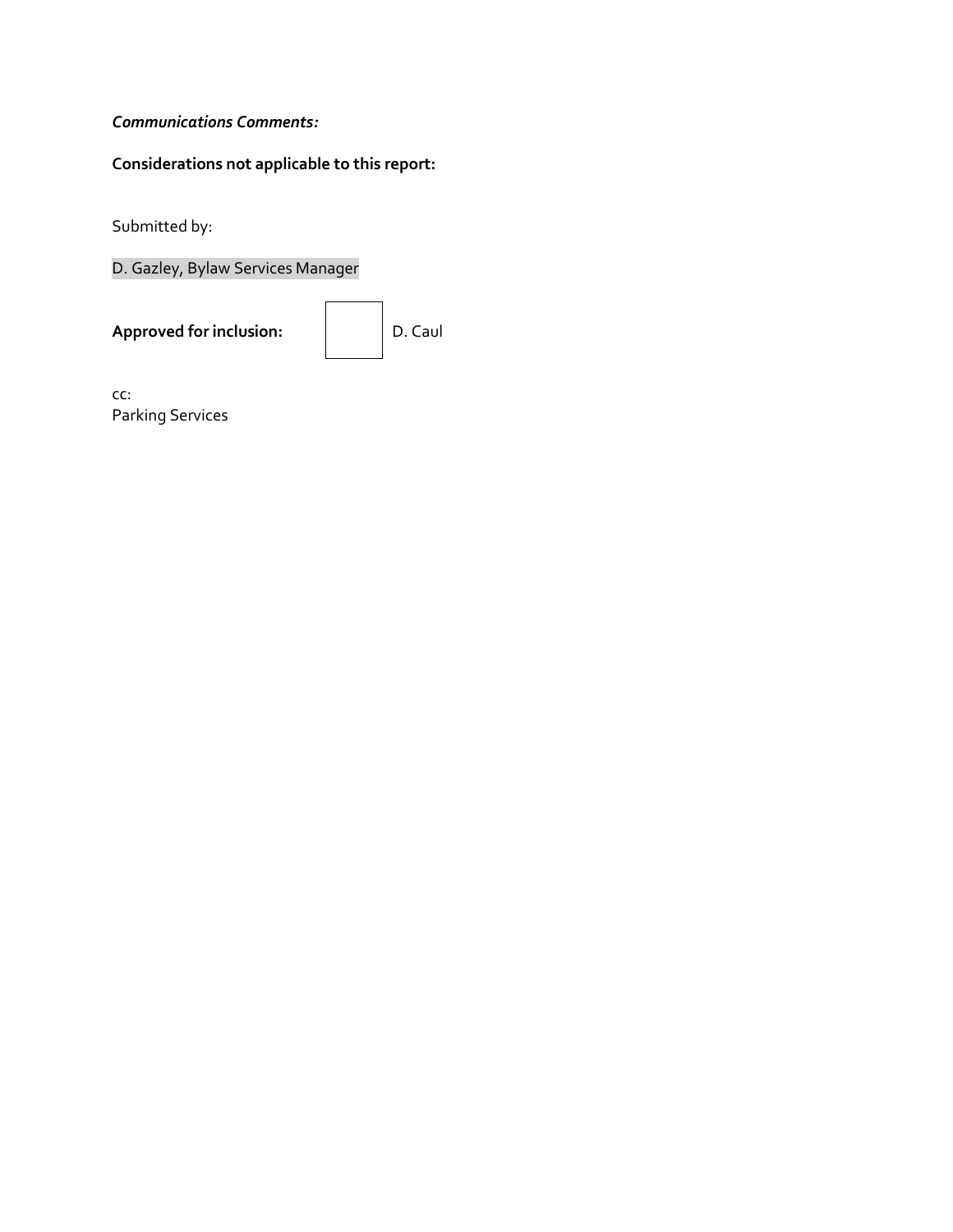***Communications Comments:***

**Considerations not applicable to this report:**

Submitted by:

D. Gazley, Bylaw Services Manager

**Approved for inclusion:** D. Caul

cc:
Parking Services